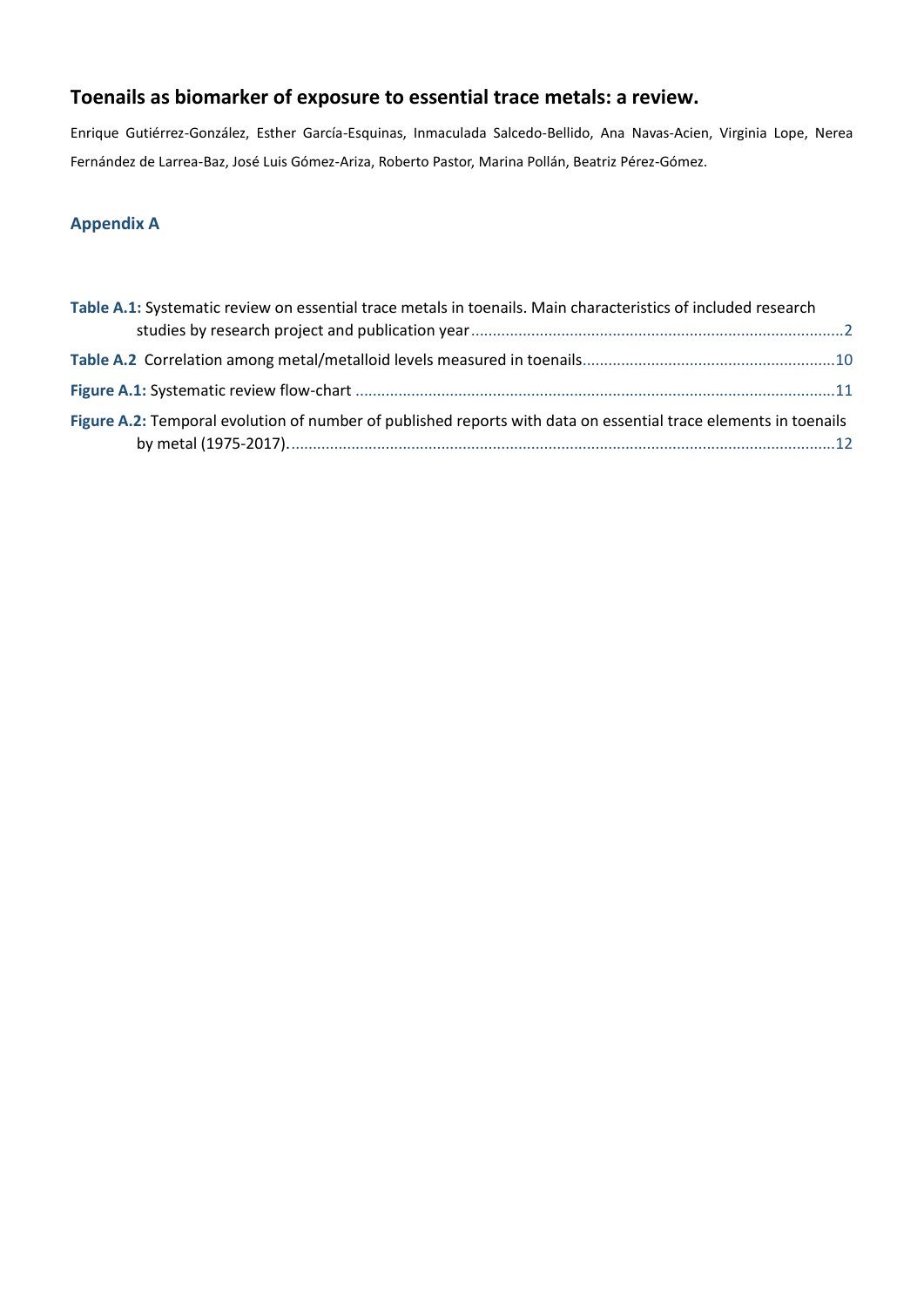# Toenails as biomarker of exposure to essential trace metals: a review.

Enrique Gutiérrez-González, Esther García-Esquinas, Inmaculada Salcedo-Bellido, Ana Navas-Acien, Virginia Lope, Nerea Fernández de Larrea-Baz, José Luis Gómez-Ariza, Roberto Pastor, Marina Pollán, Beatriz Pérez-Gómez.

## Appendix A

**Table A.1:** Systematic review on essential trace metals in toenails. Main characteristics of included research studies by research project and publication year ........ 2

**Table A.2** Correlation among metal/metalloid levels measured in toenails ........ 10

**Figure A.1:** Systematic review flow-chart ........ 11

**Figure A.2:** Temporal evolution of number of published reports with data on essential trace elements in toenails by metal (1975-2017). ........ 12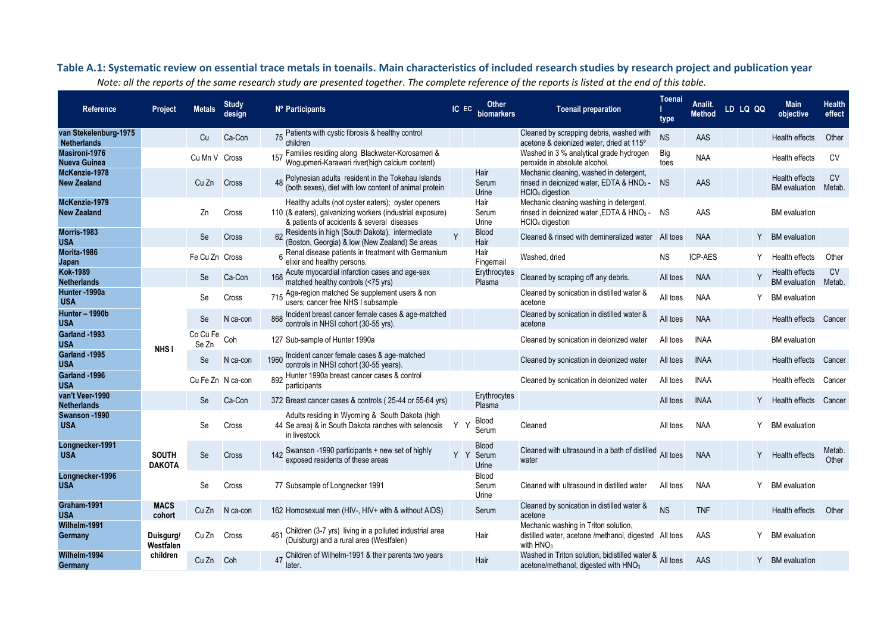**Table A.1: Systematic review on essential trace metals in toenails. Main characteristics of included research studies by research project and publication year**

*Note: all the reports of the same research study are presented together. The complete reference of the reports is listed at the end of this table.*

| Reference | Project | Metals | Study design | Nº Participants | IC | EC | Other biomarkers | Toenail preparation | Toenail type | Analit. Method | LD | LQ | QQ | Main objective | Health effect |
|---|---|---|---|---|---|---|---|---|---|---|---|---|---|---|---|
| **van Stekelenburg-1975 Netherlands** | | Cu | Ca-Con | 75 Patients with cystic fibrosis & healthy control children | | | | Cleaned by scrapping debris, washed with acetone & deionized water, dried at 115º | NS | AAS | | | | Health effects | Other |
| **Masironi-1976 Nueva Guinea** | | Cu Mn V | Cross | 157 Families residing along Blackwater-Korosameri & Wogupmeri-Karawari river(high calcium content) | | | | Washed in 3 % analytical grade hydrogen peroxide in absolute alcohol. | Big toes | NAA | | | | Health effects | CV |
| **McKenzie-1978 New Zealand** | | Cu Zn | Cross | 48 Polynesian adults resident in the Tokehau Islands (both sexes), diet with low content of animal protein | | | Hair Serum Urine | Mechanic cleaning, washed in detergent, rinsed in deionized water, EDTA & $HNO_3$ - $HClO_4$ digestion | NS | AAS | | | | Health effects BM evaluation | CV Metab. |
| **McKenzie-1979 New Zealand** | | Zn | Cross | 110 Healthy adults (not oyster eaters); oyster openers (& eaters), galvanizing workers (industrial exposure) & patients of accidents & several diseases | | | Hair Serum Urine | Mechanic cleaning washing in detergent, rinsed in deionized water ,EDTA & $HNO_3$ - $HClO_4$ digestion | NS | AAS | | | | BM evaluation | |
| **Morris-1983 USA** | | Se | Cross | 62 Residents in high (South Dakota), intermediate (Boston, Georgia) & low (New Zealand) Se areas | Y | | Blood Hair | Cleaned & rinsed with demineralized water | All toes | NAA | | | Y | BM evaluation | |
| **Morita-1986 Japan** | | Fe Cu Zn | Cross | 6 Renal disease patients in treatment with Germanium elixir and healthy persons. | | | Hair Fingernail | Washed, dried | NS | ICP-AES | | | Y | Health effects | Other |
| **Kok-1989 Netherlands** | | Se | Ca-Con | 168 Acute myocardial infarction cases and age-sex matched healthy controls (<75 yrs) | | | Erythrocytes Plasma | Cleaned by scraping off any debris. | All toes | NAA | | | Y | Health effects BM evaluation | CV Metab. |
| **Hunter -1990a USA** | NHS I | Se | Cross | 715 Age-region matched Se supplement users & non users; cancer free NHS I subsample | | | | Cleaned by sonication in distilled water & acetone | All toes | NAA | | | Y | BM evaluation | |
| **Hunter – 1990b USA** | NHS I | Se | N ca-con | 868 Incident breast cancer female cases & age-matched controls in NHSI cohort (30-55 yrs). | | | | Cleaned by sonication in distilled water & acetone | All toes | NAA | | | | Health effects | Cancer |
| **Garland -1993 USA** | NHS I | Co Cu Fe Se Zn | Coh | 127 Sub-sample of Hunter 1990a | | | | Cleaned by sonication in deionized water | All toes | INAA | | | | BM evaluation | |
| **Garland -1995 USA** | NHS I | Se | N ca-con | 1960 Incident cancer female cases & age-matched controls in NHSI cohort (30-55 years). | | | | Cleaned by sonication in deionized water | All toes | INAA | | | | Health effects | Cancer |
| **Garland -1996 USA** | NHS I | Cu Fe Zn | N ca-con | 892 Hunter 1990a breast cancer cases & control participants | | | | Cleaned by sonication in deionized water | All toes | INAA | | | | Health effects | Cancer |
| **van't Veer-1990 Netherlands** | | Se | Ca-Con | 372 Breast cancer cases & controls ( 25-44 or 55-64 yrs) | | | Erythrocytes Plasma | | All toes | INAA | | | Y | Health effects | Cancer |
| **Swanson -1990 USA** | SOUTH DAKOTA | Se | Cross | 44 Adults residing in Wyoming & South Dakota (high Se area) & in South Dakota ranches with selenosis in livestock | Y | Y | Blood Serum | Cleaned | All toes | NAA | | | Y | BM evaluation | |
| **Longnecker-1991 USA** | SOUTH DAKOTA | Se | Cross | 142 Swanson -1990 participants + new set of highly exposed residents of these areas | Y | Y | Blood Serum Urine | Cleaned with ultrasound in a bath of distilled water | All toes | NAA | | | Y | Health effects | Metab. Other |
| **Longnecker-1996 USA** | SOUTH DAKOTA | Se | Cross | 77 Subsample of Longnecker 1991 | | | Blood Serum Urine | Cleaned with ultrasound in distilled water | All toes | NAA | | | Y | BM evaluation | |
| **Graham-1991 USA** | MACS cohort | Cu Zn | N ca-con | 162 Homosexual men (HIV-, HIV+ with & without AIDS) | | | Serum | Cleaned by sonication in distilled water & acetone | NS | TNF | | | | Health effects | Other |
| **Wilhelm-1991 Germany** | Duisgurg/ Westfalen children | Cu Zn | Cross | 461 Children (3-7 yrs) living in a polluted industrial area (Duisburg) and a rural area (Westfalen) | | | Hair | Mechanic washing in Triton solution, distilled water, acetone /methanol, digested with $HNO_3$ | All toes | AAS | | | Y | BM evaluation | |
| **Wilhelm-1994 Germany** | Duisgurg/ Westfalen children | Cu Zn | Coh | 47 Children of Wilhelm-1991 & their parents two years later. | | | Hair | Washed in Triton solution, bidistilled water & acetone/methanol, digested with $HNO_3$ | All toes | AAS | | | Y | BM evaluation | |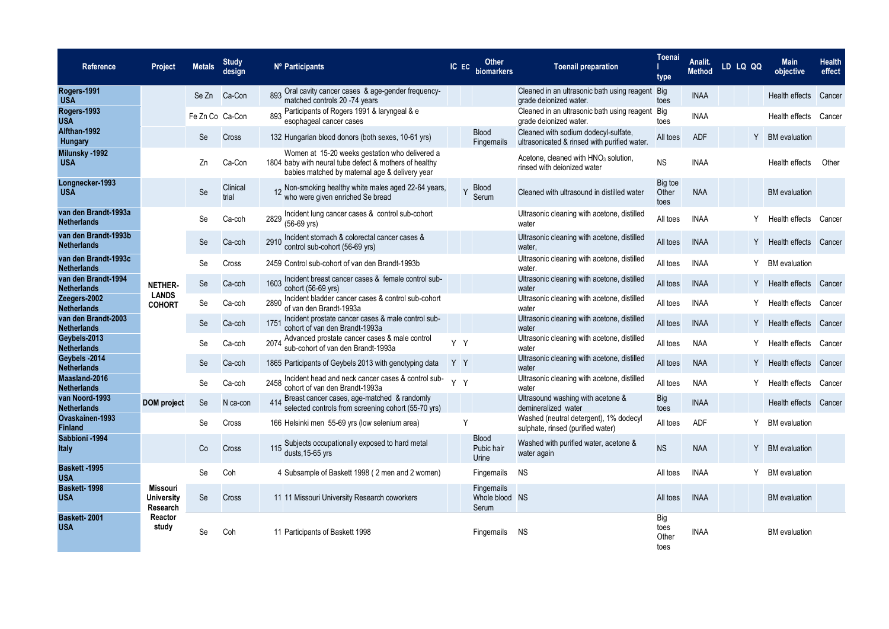| Reference | Project | Metals | Study design | Nº Participants | | IC | EC | Other biomarkers | Toenail preparation | Toenail type | Analit. Method | LD | LQ | QQ | Main objective | Health effect |
|---|---|---|---|---|---|---|---|---|---|---|---|---|---|---|---|---|
| Rogers-1991 USA | | Se Zn | Ca-Con | 893 | Oral cavity cancer cases & age-gender frequency-matched controls 20 -74 years | | | | Cleaned in an ultrasonic bath using reagent grade deionized water. | Big toes | INAA | | | | Health effects | Cancer |
| Rogers-1993 USA | | Fe Zn Co | Ca-Con | 893 | Participants of Rogers 1991 & laryngeal & e esophageal cancer cases | | | | Cleaned in an ultrasonic bath using reagent grade deionized water. | Big toes | INAA | | | | Health effects | Cancer |
| Alfthan-1992 Hungary | | Se | Cross | 132 | Hungarian blood donors (both sexes, 10-61 yrs) | | | Blood Fingernails | Cleaned with sodium dodecyl-sulfate, ultrasonicated & rinsed with purified water. | All toes | ADF | | | Y | BM evaluation | |
| Milunsky -1992 USA | | Zn | Ca-Con | 1804 | Women at 15-20 weeks gestation who delivered a baby with neural tube defect & mothers of healthy babies matched by maternal age & delivery year | | | | Acetone, cleaned with $HNO_3$ solution, rinsed with deionized water | NS | INAA | | | | Health effects | Other |
| Longnecker-1993 USA | | Se | Clinical trial | 12 | Non-smoking healthy white males aged 22-64 years, who were given enriched Se bread | | Y | Blood Serum | Cleaned with ultrasound in distilled water | Big toe Other toes | NAA | | | | BM evaluation | |
| van den Brandt-1993a Netherlands | NETHER-LANDS COHORT | Se | Ca-coh | 2829 | Incident lung cancer cases & control sub-cohort (56-69 yrs) | | | | Ultrasonic cleaning with acetone, distilled water | All toes | INAA | | | Y | Health effects | Cancer |
| van den Brandt-1993b Netherlands | NETHER-LANDS COHORT | Se | Ca-coh | 2910 | Incident stomach & colorectal cancer cases & control sub-cohort (56-69 yrs) | | | | Ultrasonic cleaning with acetone, distilled water, | All toes | INAA | | | Y | Health effects | Cancer |
| van den Brandt-1993c Netherlands | NETHER-LANDS COHORT | Se | Cross | 2459 | Control sub-cohort of van den Brandt-1993b | | | | Ultrasonic cleaning with acetone, distilled water. | All toes | INAA | | | Y | BM evaluation | |
| van den Brandt-1994 Netherlands | NETHER-LANDS COHORT | Se | Ca-coh | 1603 | Incident breast cancer cases & female control sub-cohort (56-69 yrs) | | | | Ultrasonic cleaning with acetone, distilled water | All toes | INAA | | | Y | Health effects | Cancer |
| Zeegers-2002 Netherlands | NETHER-LANDS COHORT | Se | Ca-coh | 2890 | Incident bladder cancer cases & control sub-cohort of van den Brandt-1993a | | | | Ultrasonic cleaning with acetone, distilled water | All toes | INAA | | | Y | Health effects | Cancer |
| van den Brandt-2003 Netherlands | NETHER-LANDS COHORT | Se | Ca-coh | 1751 | Incident prostate cancer cases & male control sub-cohort of van den Brandt-1993a | | | | Ultrasonic cleaning with acetone, distilled water | All toes | INAA | | | Y | Health effects | Cancer |
| Geybels-2013 Netherlands | NETHER-LANDS COHORT | Se | Ca-coh | 2074 | Advanced prostate cancer cases & male control sub-cohort of van den Brandt-1993a | Y | Y | | Ultrasonic cleaning with acetone, distilled water | All toes | NAA | | | Y | Health effects | Cancer |
| Geybels -2014 Netherlands | NETHER-LANDS COHORT | Se | Ca-coh | 1865 | Participants of Geybels 2013 with genotyping data | Y | Y | | Ultrasonic cleaning with acetone, distilled water | All toes | NAA | | | Y | Health effects | Cancer |
| Maasland-2016 Netherlands | NETHER-LANDS COHORT | Se | Ca-coh | 2458 | Incident head and neck cancer cases & control sub-cohort of van den Brandt-1993a | Y | Y | | Ultrasonic cleaning with acetone, distilled water | All toes | NAA | | | Y | Health effects | Cancer |
| van Noord-1993 Netherlands | DOM project | Se | N ca-con | 414 | Breast cancer cases, age-matched & randomly selected controls from screening cohort (55-70 yrs) | | | | Ultrasound washing with acetone & demineralized water | Big toes | INAA | | | | Health effects | Cancer |
| Ovaskainen-1993 Finland | | Se | Cross | 166 | Helsinki men 55-69 yrs (low selenium area) | | Y | | Washed (neutral detergent), 1% dodecyl sulphate, rinsed (purified water) | All toes | ADF | | | Y | BM evaluation | |
| Sabbioni -1994 Italy | | Co | Cross | 115 | Subjects occupationally exposed to hard metal dusts,15-65 yrs | | | Blood Pubic hair Urine | Washed with purified water, acetone & water again | NS | NAA | | | Y | BM evaluation | |
| Baskett -1995 USA | Missouri University Research Reactor study | Se | Coh | 4 | Subsample of Baskett 1998 ( 2 men and 2 women) | | | Fingernails | NS | All toes | INAA | | | Y | BM evaluation | |
| Baskett- 1998 USA | Missouri University Research Reactor study | Se | Cross | 11 | 11 Missouri University Research coworkers | | | Fingernails Whole blood Serum | NS | All toes | INAA | | | | BM evaluation | |
| Baskett- 2001 USA | Missouri University Research Reactor study | Se | Coh | 11 | Participants of Baskett 1998 | | | Fingernails | NS | Big toes Other toes | INAA | | | | BM evaluation | |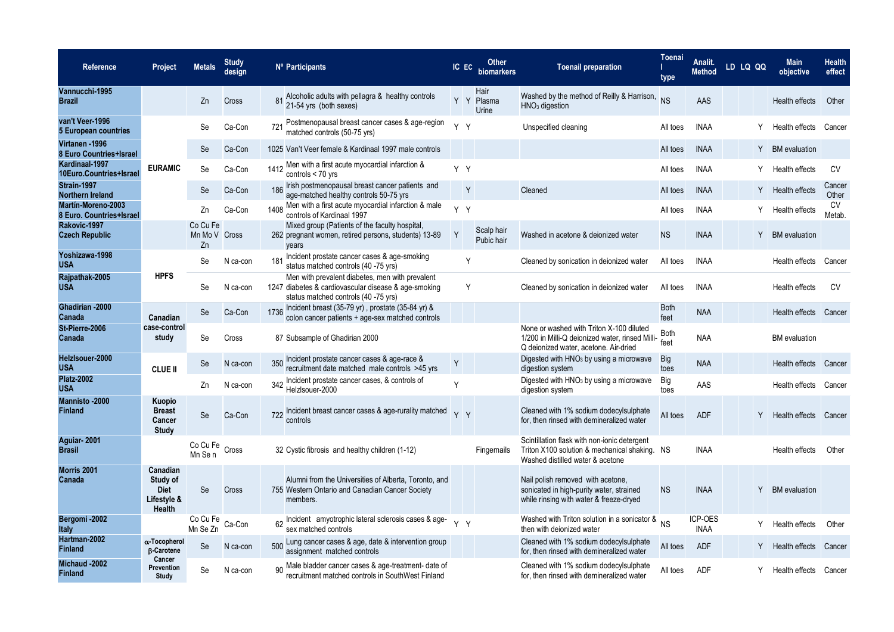| Reference | Project | Metals | Study design | Nº Participants | IC | EC | Other biomarkers | Toenail preparation | Toenail type | Analit. Method | LD | LQ | QQ | Main objective | Health effect |
|---|---|---|---|---|---|---|---|---|---|---|---|---|---|---|---|
| **Vannucchi-1995 Brazil** | | Zn | Cross | 81 Alcoholic adults with pellagra & healthy controls 21-54 yrs (both sexes) | Y | Y | Hair Plasma Urine | Washed by the method of Reilly & Harrison, $HNO_3$ digestion | NS | AAS | | | | Health effects | Other |
| **van't Veer-1996 5 European countries** | EURAMIC | Se | Ca-Con | 721 Postmenopausal breast cancer cases & age-region matched controls (50-75 yrs) | Y | Y | | Unspecified cleaning | All toes | INAA | | | Y | Health effects | Cancer |
| **Virtanen -1996 8 Euro Countries+Israel** | EURAMIC | Se | Ca-Con | 1025 Van't Veer female & Kardinaal 1997 male controls | | | | | All toes | INAA | | | Y | BM evaluation | |
| **Kardinaal-1997 10Euro.Countries+Israel** | EURAMIC | Se | Ca-Con | 1412 Men with a first acute myocardial infarction & controls < 70 yrs | Y | Y | | | All toes | INAA | | | Y | Health effects | CV |
| **Strain-1997 Northern Ireland** | EURAMIC | Se | Ca-Con | 186 Irish postmenopausal breast cancer patients and age-matched healthy controls 50-75 yrs | | Y | | Cleaned | All toes | INAA | | | Y | Health effects | Cancer Other |
| **Martin-Moreno-2003 8 Euro. Countries+Israel** | EURAMIC | Zn | Ca-Con | 1408 Men with a first acute myocardial infarction & male controls of Kardinaal 1997 | Y | Y | | | All toes | INAA | | | Y | Health effects | CV Metab. |
| **Rakovic-1997 Czech Republic** | | Co Cu Fe Mn Mo V Zn | Cross | 262 Mixed group (Patients of the faculty hospital, pregnant women, retired persons, students) 13-89 years | Y | | Scalp hair Pubic hair | Washed in acetone & deionized water | NS | INAA | | | Y | BM evaluation | |
| **Yoshizawa-1998 USA** | HPFS | Se | N ca-con | 181 Incident prostate cancer cases & age-smoking status matched controls (40 -75 yrs) | | Y | | Cleaned by sonication in deionized water | All toes | INAA | | | | Health effects | Cancer |
| **Rajpathak-2005 USA** | HPFS | Se | N ca-con | 1247 Men with prevalent diabetes, men with prevalent diabetes & cardiovascular disease & age-smoking status matched controls (40 -75 yrs) | | Y | | Cleaned by sonication in deionized water | All toes | INAA | | | | Health effects | CV |
| **Ghadirian -2000 Canada** | Canadian case-control study | Se | Ca-Con | 1736 Incident breast (35-79 yr) , prostate (35-84 yr) & colon cancer patients + age-sex matched controls | | | | | Both feet | NAA | | | | Health effects | Cancer |
| **St-Pierre-2006 Canada** | Canadian case-control study | Se | Cross | 87 Subsample of Ghadirian 2000 | | | | None or washed with Triton X-100 diluted 1/200 in Milli-Q deionized water, rinsed Milli-Q deionized water, acetone. Air-dried | Both feet | NAA | | | | BM evaluation | |
| **Helzlsouer-2000 USA** | CLUE II | Se | N ca-con | 350 Incident prostate cancer cases & age-race & recruitment date matched male controls >45 yrs | Y | | | Digested with $HNO_3$ by using a microwave digestion system | Big toes | NAA | | | | Health effects | Cancer |
| **Platz-2002 USA** | CLUE II | Zn | N ca-con | 342 Incident prostate cancer cases, & controls of Helzlsouer-2000 | Y | | | Digested with $HNO_3$ by using a microwave digestion system | Big toes | AAS | | | | Health effects | Cancer |
| **Mannisto -2000 Finland** | Kuopio Breast Cancer Study | Se | Ca-Con | 722 Incident breast cancer cases & age-rurality matched controls | Y | Y | | Cleaned with 1% sodium dodecylsulphate for, then rinsed with demineralized water | All toes | ADF | | | Y | Health effects | Cancer |
| **Aguiar- 2001 Brasil** | | Co Cu Fe Mn Se n | Cross | 32 Cystic fibrosis and healthy children (1-12) | | | Fingernails | Scintillation flask with non-ionic detergent Triton X100 solution & mechanical shaking. Washed distilled water & acetone | NS | INAA | | | | Health effects | Other |
| **Morris 2001 Canada** | Canadian Study of Diet Lifestyle & Health | Se | Cross | 755 Alumni from the Universities of Alberta, Toronto, and Western Ontario and Canadian Cancer Society members. | | | | Nail polish removed with acetone, sonicated in high-purity water, strained while rinsing with water & freeze-dryed | NS | INAA | | | Y | BM evaluation | |
| **Bergomi -2002 Italy** | | Co Cu Fe Mn Se Zn | Ca-Con | 62 Incident amyotrophic lateral sclerosis cases & age-sex matched controls | Y | Y | | Washed with Triton solution in a sonicator & then with deionized water | NS | ICP-OES INAA | | | Y | Health effects | Other |
| **Hartman-2002 Finland** | α-Tocopherol β-Carotene Cancer Prevention Study | Se | N ca-con | 500 Lung cancer cases & age, date & intervention group assignment matched controls | | | | Cleaned with 1% sodium dodecylsulphate for, then rinsed with demineralized water | All toes | ADF | | | Y | Health effects | Cancer |
| **Michaud -2002 Finland** | α-Tocopherol β-Carotene Cancer Prevention Study | Se | N ca-con | 90 Male bladder cancer cases & age-treatment- date of recruitment matched controls in SouthWest Finland | | | | Cleaned with 1% sodium dodecylsulphate for, then rinsed with demineralized water | All toes | ADF | | | Y | Health effects | Cancer |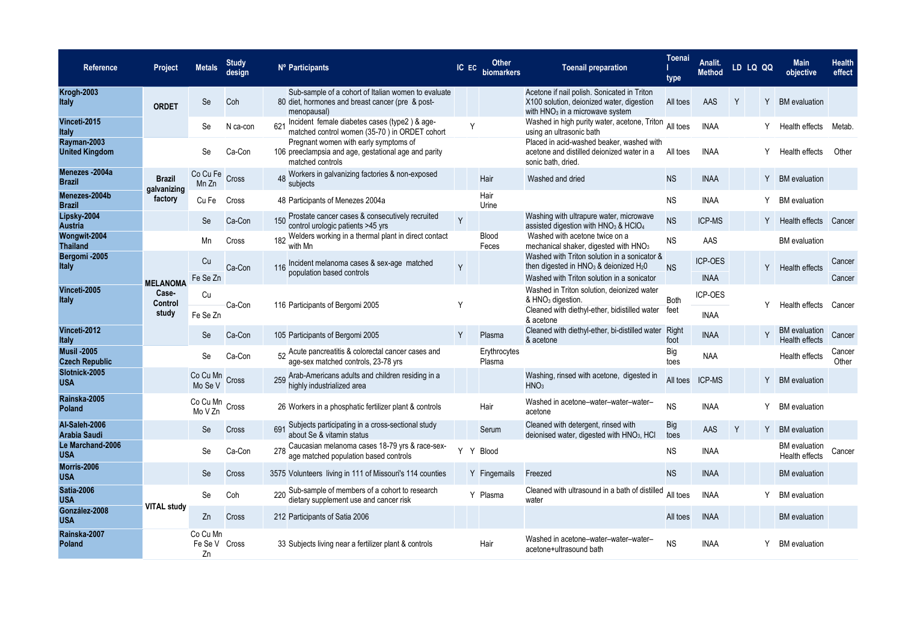| Reference | Project | Metals | Study design | Nº Participants | IC | EC | Other biomarkers | Toenail preparation | Toenail type | Analit. Method | LD | LQ | QQ | Main objective | Health effect |
|---|---|---|---|---|---|---|---|---|---|---|---|---|---|---|---|
| **Krogh-2003 Italy** | **ORDET** | Se | Coh | 80 Sub-sample of a cohort of Italian women to evaluate diet, hormones and breast cancer (pre & post-menopausal) | | | | Acetone if nail polish. Sonicated in Triton X100 solution, deionized water, digestion with $HNO_3$ in a microwave system | All toes | AAS | Y | | Y | BM evaluation | |
| **Vinceti-2015 Italy** | | Se | N ca-con | 621 Incident female diabetes cases (type2 ) & age-matched control women (35-70 ) in ORDET cohort | | Y | | Washed in high purity water, acetone, Triton using an ultrasonic bath | All toes | INAA | | | Y | Health effects | Metab. |
| **Rayman-2003 United Kingdom** | | Se | Ca-Con | 106 Pregnant women with early symptoms of preeclampsia and age, gestational age and parity matched controls | | | | Placed in acid-washed beaker, washed with acetone and distilled deionized water in a sonic bath, dried. | All toes | INAA | | | Y | Health effects | Other |
| **Menezes -2004a Brazil** | **Brazil galvanizing factory** | Co Cu Fe Mn Zn | Cross | 48 Workers in galvanizing factories & non-exposed subjects | | | Hair | Washed and dried | NS | INAA | | | Y | BM evaluation | |
| **Menezes-2004b Brazil** | | Cu Fe | Cross | 48 Participants of Menezes 2004a | | | Hair Urine | | NS | INAA | | | Y | BM evaluation | |
| **Lipsky-2004 Austria** | | Se | Ca-Con | 150 Prostate cancer cases & consecutively recruited control urologic patients >45 yrs | Y | | | Washing with ultrapure water, microwave assisted digestion with $HNO_3$ & $HClO_4$ | NS | ICP-MS | | | Y | Health effects | Cancer |
| **Wongwit-2004 Thailand** | | Mn | Cross | 182 Welders working in a thermal plant in direct contact with Mn | | | Blood Feces | Washed with acetone twice on a mechanical shaker, digested with $HNO_3$ | NS | AAS | | | | BM evaluation | |
| **Bergomi -2005 Italy** | **MELANOMA Case-Control study** | Cu | Ca-Con | 116 Incident melanoma cases & sex-age matched population based controls | Y | | | Washed with Triton solution in a sonicator & then digested in $HNO_3$ & deionized $H_2O$ | NS | ICP-OES | | | Y | Health effects | Cancer |
| | | Fe Se Zn | | | | | | Washed with Triton solution in a sonicator | | INAA | | | | | Cancer |
| **Vinceti-2005 Italy** | | Cu | Ca-Con | 116 Participants of Bergomi 2005 | Y | | | Washed in Triton solution, deionized water & $HNO_3$ digestion. | Both feet | ICP-OES | | | Y | Health effects | Cancer |
| | | Fe Se Zn | | | | | | Cleaned with diethyl-ether, bidistilled water & acetone | | INAA | | | | | |
| **Vinceti-2012 Italy** | | Se | Ca-Con | 105 Participants of Bergomi 2005 | Y | | Plasma | Cleaned with diethyl-ether, bi-distilled water & acetone | Right foot | INAA | | | Y | BM evaluation Health effects | Cancer |
| **Musil -2005 Czech Republic** | | Se | Ca-Con | 52 Acute pancreatitis & colorectal cancer cases and age-sex matched controls, 23-78 yrs | | | Erythrocytes Plasma | | Big toes | NAA | | | | Health effects | Cancer Other |
| **Slotnick-2005 USA** | | Co Cu Mn Mo Se V | Cross | 259 Arab-Americans adults and children residing in a highly industrialized area | | | | Washing, rinsed with acetone, digested in $HNO_3$ | All toes | ICP-MS | | | Y | BM evaluation | |
| **Rainska-2005 Poland** | | Co Cu Mn Mo V Zn | Cross | 26 Workers in a phosphatic fertilizer plant & controls | | | Hair | Washed in acetone–water–water–water–acetone | NS | INAA | | | Y | BM evaluation | |
| **Al-Saleh-2006 Arabia Saudi** | | Se | Cross | 691 Subjects participating in a cross-sectional study about Se & vitamin status | | | Serum | Cleaned with detergent, rinsed with deionised water, digested with $HNO_3$, HCl | Big toes | AAS | Y | | Y | BM evaluation | |
| **Le Marchand-2006 USA** | | Se | Ca-Con | 278 Caucasian melanoma cases 18-79 yrs & race-sex-age matched population based controls | Y | Y | Blood | | NS | INAA | | | | BM evaluation Health effects | Cancer |
| **Morris-2006 USA** | | Se | Cross | 3575 Volunteers living in 111 of Missouri's 114 counties | | Y | Fingernails | Freezed | NS | INAA | | | | BM evaluation | |
| **Satia-2006 USA** | **VITAL study** | Se | Coh | 220 Sub-sample of members of a cohort to research dietary supplement use and cancer risk | | Y | Plasma | Cleaned with ultrasound in a bath of distilled water | All toes | INAA | | | Y | BM evaluation | |
| **González-2008 USA** | | Zn | Cross | 212 Participants of Satia 2006 | | | | | All toes | INAA | | | | BM evaluation | |
| **Rainska-2007 Poland** | | Co Cu Mn Fe Se V Zn | Cross | 33 Subjects living near a fertilizer plant & controls | | | Hair | Washed in acetone–water–water–water–acetone+ultrasound bath | NS | INAA | | | Y | BM evaluation | |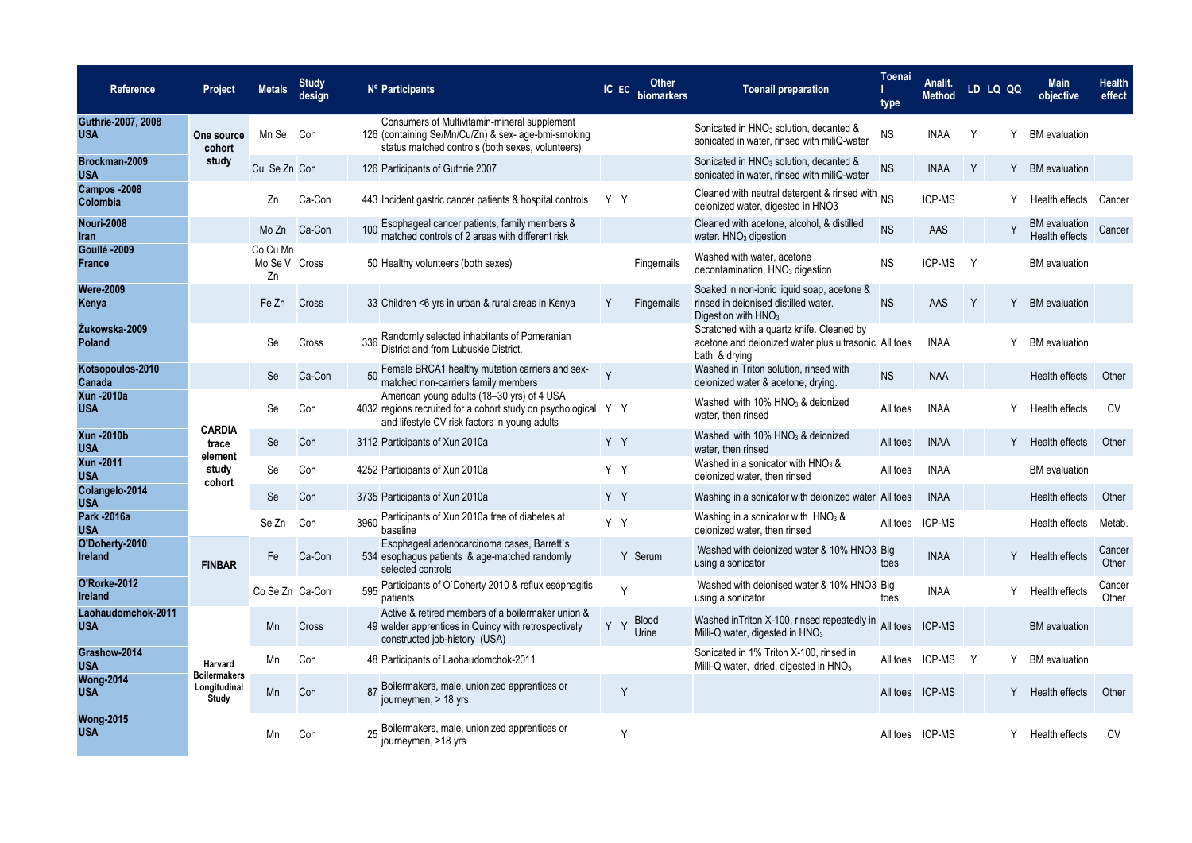| Reference | Project | Metals | Study design | Nº Participants | IC | EC | Other biomarkers | Toenail preparation | Toenail type | Analit. Method | LD | LQ | QQ | Main objective | Health effect |
|---|---|---|---|---|---|---|---|---|---|---|---|---|---|---|---|
| **Guthrie-2007, 2008 USA** | One source cohort study | Mn Se | Coh | 126 Consumers of Multivitamin-mineral supplement (containing Se/Mn/Cu/Zn) & sex- age-bmi-smoking status matched controls (both sexes, volunteers) | | | | Sonicated in $HNO_3$ solution, decanted & sonicated in water, rinsed with miliQ-water | NS | INAA | Y | | Y | BM evaluation | |
| **Brockman-2009 USA** | | Cu Se Zn | Coh | 126 Participants of Guthrie 2007 | | | | Sonicated in $HNO_3$ solution, decanted & sonicated in water, rinsed with miliQ-water | NS | INAA | Y | | Y | BM evaluation | |
| **Campos -2008 Colombia** | | Zn | Ca-Con | 443 Incident gastric cancer patients & hospital controls | Y | Y | | Cleaned with neutral detergent & rinsed with deionized water, digested in HNO3 | NS | ICP-MS | | | Y | Health effects | Cancer |
| **Nouri-2008 Iran** | | Mo Zn | Ca-Con | 100 Esophageal cancer patients, family members & matched controls of 2 areas with different risk | | | | Cleaned with acetone, alcohol, & distilled water. $HNO_3$ digestion | NS | AAS | | | Y | BM evaluation Health effects | Cancer |
| **Goullé -2009 France** | | Co Cu Mn Mo Se V Zn | Cross | 50 Healthy volunteers (both sexes) | | | Fingernails | Washed with water, acetone decontamination, $HNO_3$ digestion | NS | ICP-MS | Y | | | BM evaluation | |
| **Were-2009 Kenya** | | Fe Zn | Cross | 33 Children <6 yrs in urban & rural areas in Kenya | Y | | Fingernails | Soaked in non-ionic liquid soap, acetone & rinsed in deionised distilled water. Digestion with $HNO_3$ | NS | AAS | Y | | Y | BM evaluation | |
| **Zukowska-2009 Poland** | | Se | Cross | 336 Randomly selected inhabitants of Pomeranian District and from Lubuskie District. | | | | Scratched with a quartz knife. Cleaned by acetone and deionized water plus ultrasonic bath & drying | All toes | INAA | | | Y | BM evaluation | |
| **Kotsopoulos-2010 Canada** | | Se | Ca-Con | 50 Female BRCA1 healthy mutation carriers and sex-matched non-carriers family members | Y | | | Washed in Triton solution, rinsed with deionized water & acetone, drying. | NS | NAA | | | | Health effects | Other |
| **Xun -2010a USA** | CARDIA trace element study cohort | Se | Coh | 4032 American young adults (18–30 yrs) of 4 USA regions recruited for a cohort study on psychological and lifestyle CV risk factors in young adults | Y | Y | | Washed with 10% $HNO_3$ & deionized water, then rinsed | All toes | INAA | | | Y | Health effects | CV |
| **Xun -2010b USA** | | Se | Coh | 3112 Participants of Xun 2010a | Y | Y | | Washed with 10% $HNO_3$ & deionized water, then rinsed | All toes | INAA | | | Y | Health effects | Other |
| **Xun -2011 USA** | | Se | Coh | 4252 Participants of Xun 2010a | Y | Y | | Washed in a sonicator with $HNO_3$ & deionized water, then rinsed | All toes | INAA | | | | BM evaluation | |
| **Colangelo-2014 USA** | | Se | Coh | 3735 Participants of Xun 2010a | Y | Y | | Washing in a sonicator with deionized water | All toes | INAA | | | | Health effects | Other |
| **Park -2016a USA** | | Se Zn | Coh | 3960 Participants of Xun 2010a free of diabetes at baseline | Y | Y | | Washing in a sonicator with $HNO_3$ & deionized water, then rinsed | All toes | ICP-MS | | | | Health effects | Metab. |
| **O'Doherty-2010 Ireland** | FINBAR | Fe | Ca-Con | 534 Esophageal adenocarcinoma cases, Barrett`s esophagus patients & age-matched randomly selected controls | | Y | Serum | Washed with deionized water & 10% HNO3 using a sonicator | Big toes | INAA | | | Y | Health effects | Cancer Other |
| **O'Rorke-2012 Ireland** | | Co Se Zn | Ca-Con | 595 Participants of O`Doherty 2010 & reflux esophagitis patients | | Y | | Washed with deionised water & 10% HNO3 using a sonicator | Big toes | INAA | | | Y | Health effects | Cancer Other |
| **Laohaudomchok-2011 USA** | Harvard Boilermakers Longitudinal Study | Mn | Cross | 49 Active & retired members of a boilermaker union & welder apprentices in Quincy with retrospectively constructed job-history (USA) | Y | Y | Blood Urine | Washed inTriton X-100, rinsed repeatedly in Milli-Q water, digested in $HNO_3$ | All toes | ICP-MS | | | | BM evaluation | |
| **Grashow-2014 USA** | | Mn | Coh | 48 Participants of Laohaudomchok-2011 | | | | Sonicated in 1% Triton X-100, rinsed in Milli-Q water, dried, digested in $HNO_3$ | All toes | ICP-MS | Y | | Y | BM evaluation | |
| **Wong-2014 USA** | | Mn | Coh | 87 Boilermakers, male, unionized apprentices or journeymen, > 18 yrs | | Y | | | All toes | ICP-MS | | | Y | Health effects | Other |
| **Wong-2015 USA** | | Mn | Coh | 25 Boilermakers, male, unionized apprentices or journeymen, >18 yrs | | Y | | | All toes | ICP-MS | | | Y | Health effects | CV |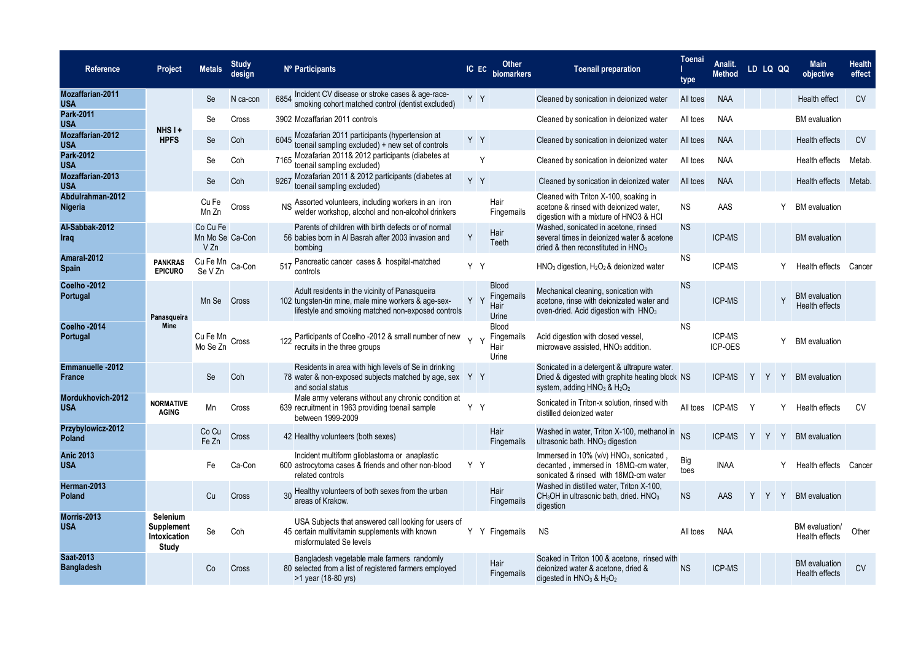| Reference | Project | Metals | Study design | Nº Participants | IC | EC | Other biomarkers | Toenail preparation | Toenail type | Analit. Method | LD | LQ | QQ | Main objective | Health effect |
|---|---|---|---|---|---|---|---|---|---|---|---|---|---|---|---|
| **Mozaffarian-2011 USA** | NHS I + HPFS | Se | N ca-con | 6854 Incident CV disease or stroke cases & age-race-smoking cohort matched control (dentist excluded) | Y | Y | | Cleaned by sonication in deionized water | All toes | NAA | | | | Health effect | CV |
| **Park-2011 USA** | | Se | Cross | 3902 Mozaffarian 2011 controls | | | | Cleaned by sonication in deionized water | All toes | NAA | | | | BM evaluation | |
| **Mozaffarian-2012 USA** | | Se | Coh | 6045 Mozafarian 2011 participants (hypertension at toenail sampling excluded) + new set of controls | Y | Y | | Cleaned by sonication in deionized water | All toes | NAA | | | | Health effects | CV |
| **Park-2012 USA** | | Se | Coh | 7165 Mozafarian 2011& 2012 participants (diabetes at toenail sampling excluded) | | Y | | Cleaned by sonication in deionized water | All toes | NAA | | | | Health effects | Metab. |
| **Mozaffarian-2013 USA** | | Se | Coh | 9267 Mozafarian 2011 & 2012 participants (diabetes at toenail sampling excluded) | Y | Y | | Cleaned by sonication in deionized water | All toes | NAA | | | | Health effects | Metab. |
| **Abdulrahman-2012 Nigeria** | | Cu Fe Mn Zn | Cross | NS Assorted volunteers, including workers in an iron welder workshop, alcohol and non-alcohol drinkers | | | Hair Fingemails | Cleaned with Triton X-100, soaking in acetone & rinsed with deionized water, digestion with a mixture of HNO3 & HCl | NS | AAS | | | Y | BM evaluation | |
| **Al-Sabbak-2012 Iraq** | | Co Cu Fe Mn Mo Se V Zn | Ca-Con | 56 Parents of children with birth defects or of normal babies born in Al Basrah after 2003 invasion and bombing | Y | | Hair Teeth | Washed, sonicated in acetone, rinsed several times in deionized water & acetone dried & then reconstituted in $HNO_3$ | NS | ICP-MS | | | | BM evaluation | |
| **Amaral-2012 Spain** | PANKRAS EPICURO | Cu Fe Mn Se V Zn | Ca-Con | 517 Pancreatic cancer cases & hospital-matched controls | Y | Y | | $HNO_3$ digestion, $H_2O_2$ & deionized water | NS | ICP-MS | | | Y | Health effects | Cancer |
| **Coelho -2012 Portugal** | Panasqueira Mine | Mn Se | Cross | 102 Adult residents in the vicinity of Panasqueira tungsten-tin mine, male mine workers & age-sex-lifestyle and smoking matched non-exposed controls | Y | Y | Blood Fingemails Hair Urine | Mechanical cleaning, sonication with acetone, rinse with deionized water and oven-dried. Acid digestion with $HNO_3$ | NS | ICP-MS | | | Y | BM evaluation Health effects | |
| **Coelho -2014 Portugal** | | Cu Fe Mn Mo Se Zn | Cross | 122 Participants of Coelho -2012 & small number of new recruits in the three groups | Y | Y | Blood Fingemails Hair Urine | Acid digestion with closed vessel, microwave assisted, $HNO_3$ addition. | NS | ICP-MS ICP-OES | | | Y | BM evaluation | |
| **Emmanuelle -2012 France** | | Se | Coh | 78 Residents in area with high levels of Se in drinking water & non-exposed subjects matched by age, sex and social status | Y | Y | | Sonicated in a detergent & ultrapure water. Dried & digested with graphite heating block system, adding $HNO_3$ & $H_2O_2$ | NS | ICP-MS | Y | Y | Y | BM evaluation | |
| **Mordukhovich-2012 USA** | NORMATIVE AGING | Mn | Cross | 639 Male army veterans without any chronic condition at recruitment in 1963 providing toenail sample between 1999-2009 | Y | Y | | Sonicated in Triton-x solution, rinsed with distilled deionized water | All toes | ICP-MS | Y | | Y | Health effects | CV |
| **Przybylowicz-2012 Poland** | | Co Cu Fe Zn | Cross | 42 Healthy volunteers (both sexes) | | | Hair Fingemails | Washed in water, Triton X-100, methanol in ultrasonic bath. $HNO_3$ digestion | NS | ICP-MS | Y | Y | Y | BM evaluation | |
| **Anic 2013 USA** | | Fe | Ca-Con | 600 Incident multiform glioblastoma or anaplastic astrocytoma cases & friends and other non-blood related controls | Y | Y | | Immersed in 10% (v/v) $HNO_3$, sonicated , decanted , immersed in 18MΩ-cm water, sonicated & rinsed with 18MΩ-cm water | Big toes | INAA | | | Y | Health effects | Cancer |
| **Herman-2013 Poland** | | Cu | Cross | 30 Healthy volunteers of both sexes from the urban areas of Krakow. | | | Hair Fingemails | Washed in distilled water, Triton X-100, $CH_3OH$ in ultrasonic bath, dried. $HNO_3$ digestion | NS | AAS | Y | Y | Y | BM evaluation | |
| **Morris-2013 USA** | Selenium Supplement Intoxication Study | Se | Coh | 45 USA Subjects that answered call looking for users of certain multivitamin supplements with known misformulated Se levels | Y | Y | Fingemails | NS | All toes | NAA | | | | BM evaluation/ Health effects | Other |
| **Saat-2013 Bangladesh** | | Co | Cross | 80 Bangladesh vegetable male farmers randomly selected from a list of registered farmers employed >1 year (18-80 yrs) | | | Hair Fingemails | Soaked in Triton 100 & acetone, rinsed with deionized water & acetone, dried & digested in $HNO_3$ & $H_2O_2$ | NS | ICP-MS | | | | BM evaluation Health effects | CV |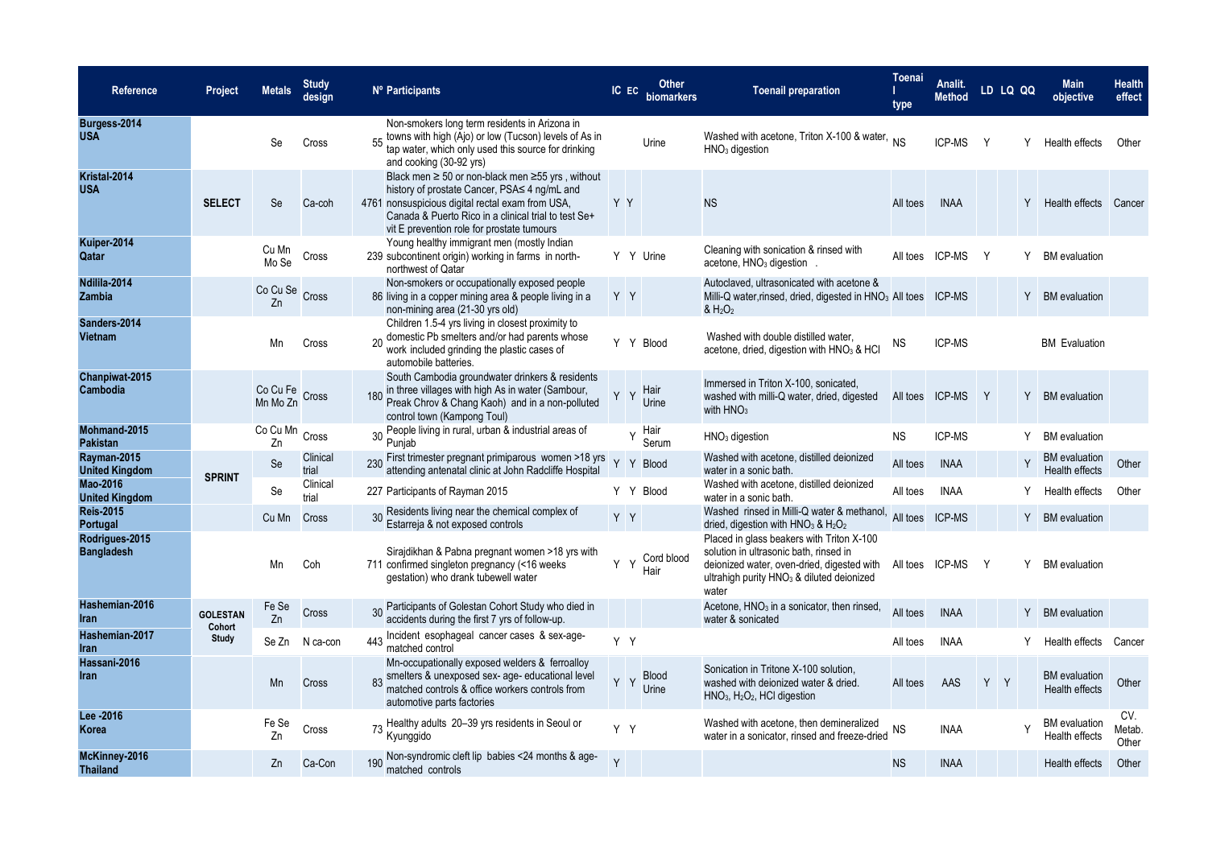| Reference | Project | Metals | Study design | Nº Participants | | IC | EC | Other biomarkers | Toenail preparation | Toenail type | Analit. Method | LD | LQ | QQ | Main objective | Health effect |
|---|---|---|---|---|---|---|---|---|---|---|---|---|---|---|---|---|
| **Burgess-2014 USA** | | Se | Cross | 55 | Non-smokers long term residents in Arizona in towns with high (Ajo) or low (Tucson) levels of As in tap water, which only used this source for drinking and cooking (30-92 yrs) | | | Urine | Washed with acetone, Triton X-100 & water, $HNO_3$ digestion | NS | ICP-MS | Y | | Y | Health effects | Other |
| **Kristal-2014 USA** | **SELECT** | Se | Ca-coh | 4761 | Black men ≥ 50 or non-black men ≥55 yrs , without history of prostate Cancer, PSA≤ 4 ng/mL and nonsuspicious digital rectal exam from USA, Canada & Puerto Rico in a clinical trial to test Se+ vit E prevention role for prostate tumours | Y | Y | | NS | All toes | INAA | | | Y | Health effects | Cancer |
| **Kuiper-2014 Qatar** | | Cu Mn Mo Se | Cross | 239 | Young healthy immigrant men (mostly Indian subcontinent origin) working in farms in north-northwest of Qatar | Y | Y | Urine | Cleaning with sonication & rinsed with acetone, $HNO_3$ digestion . | All toes | ICP-MS | Y | | Y | BM evaluation | |
| **Ndilila-2014 Zambia** | | Co Cu Se Zn | Cross | 86 | Non-smokers or occupationally exposed people living in a copper mining area & people living in a non-mining area (21-30 yrs old) | Y | Y | | Autoclaved, ultrasonicated with acetone & Milli-Q water,rinsed, dried, digested in $HNO_3$ & $H_2O_2$ | All toes | ICP-MS | | | Y | BM evaluation | |
| **Sanders-2014 Vietnam** | | Mn | Cross | 20 | Children 1.5-4 yrs living in closest proximity to domestic Pb smelters and/or had parents whose work included grinding the plastic cases of automobile batteries. | Y | Y | Blood | Washed with double distilled water, acetone, dried, digestion with $HNO_3$ & HCl | NS | ICP-MS | | | | BM Evaluation | |
| **Chanpiwat-2015 Cambodia** | | Co Cu Fe Mn Mo Zn | Cross | 180 | South Cambodia groundwater drinkers & residents in three villages with high As in water (Sambour, Preak Chrov & Chang Kaoh) and in a non-polluted control town (Kampong Toul) | Y | Y | Hair Urine | Immersed in Triton X-100, sonicated, washed with milli-Q water, dried, digested with $HNO_3$ | All toes | ICP-MS | Y | | Y | BM evaluation | |
| **Mohmand-2015 Pakistan** | | Co Cu Mn Zn | Cross | 30 | People living in rural, urban & industrial areas of Punjab | | Y | Hair Serum | $HNO_3$ digestion | NS | ICP-MS | | | Y | BM evaluation | |
| **Rayman-2015 United Kingdom** | **SPRINT** | Se | Clinical trial | 230 | First trimester pregnant primiparous women >18 yrs attending antenatal clinic at John Radcliffe Hospital | Y | Y | Blood | Washed with acetone, distilled deionized water in a sonic bath. | All toes | INAA | | | Y | BM evaluation Health effects | Other |
| **Mao-2016 United Kingdom** | **SPRINT** | Se | Clinical trial | 227 | Participants of Rayman 2015 | Y | Y | Blood | Washed with acetone, distilled deionized water in a sonic bath. | All toes | INAA | | | Y | Health effects | Other |
| **Reis-2015 Portugal** | | Cu Mn | Cross | 30 | Residents living near the chemical complex of Estarreja & not exposed controls | Y | Y | | Washed rinsed in Milli-Q water & methanol, dried, digestion with $HNO_3$ & $H_2O_2$ | All toes | ICP-MS | | | Y | BM evaluation | |
| **Rodrigues-2015 Bangladesh** | | Mn | Coh | 711 | Sirajdikhan & Pabna pregnant women >18 yrs with confirmed singleton pregnancy (<16 weeks gestation) who drank tubewell water | Y | Y | Cord blood Hair | Placed in glass beakers with Triton X-100 solution in ultrasonic bath, rinsed in deionized water, oven-dried, digested with ultrahigh purity $HNO_3$ & diluted deionized water | All toes | ICP-MS | Y | | Y | BM evaluation | |
| **Hashemian-2016 Iran** | **GOLESTAN Cohort Study** | Fe Se Zn | Cross | 30 | Participants of Golestan Cohort Study who died in accidents during the first 7 yrs of follow-up. | | | | Acetone, $HNO_3$ in a sonicator, then rinsed, water & sonicated | All toes | INAA | | | Y | BM evaluation | |
| **Hashemian-2017 Iran** | **GOLESTAN Cohort Study** | Se Zn | N ca-con | 443 | Incident esophageal cancer cases & sex-age-matched control | Y | Y | | | All toes | INAA | | | Y | Health effects | Cancer |
| **Hassani-2016 Iran** | | Mn | Cross | 83 | Mn-occupationally exposed welders & ferroalloy smelters & unexposed sex- age- educational level matched controls & office workers controls from automotive parts factories | Y | Y | Blood Urine | Sonication in Tritone X-100 solution, washed with deionized water & dried. $HNO_3$, $H_2O_2$, HCl digestion | All toes | AAS | Y | Y | | BM evaluation Health effects | Other |
| **Lee -2016 Korea** | | Fe Se Zn | Cross | 73 | Healthy adults 20–39 yrs residents in Seoul or Kyunggido | Y | Y | | Washed with acetone, then demineralized water in a sonicator, rinsed and freeze-dried | NS | INAA | | | Y | BM evaluation Health effects | CV. Metab. Other |
| **McKinney-2016 Thailand** | | Zn | Ca-Con | 190 | Non-syndromic cleft lip babies <24 months & age-matched controls | Y | | | | NS | INAA | | | | Health effects | Other |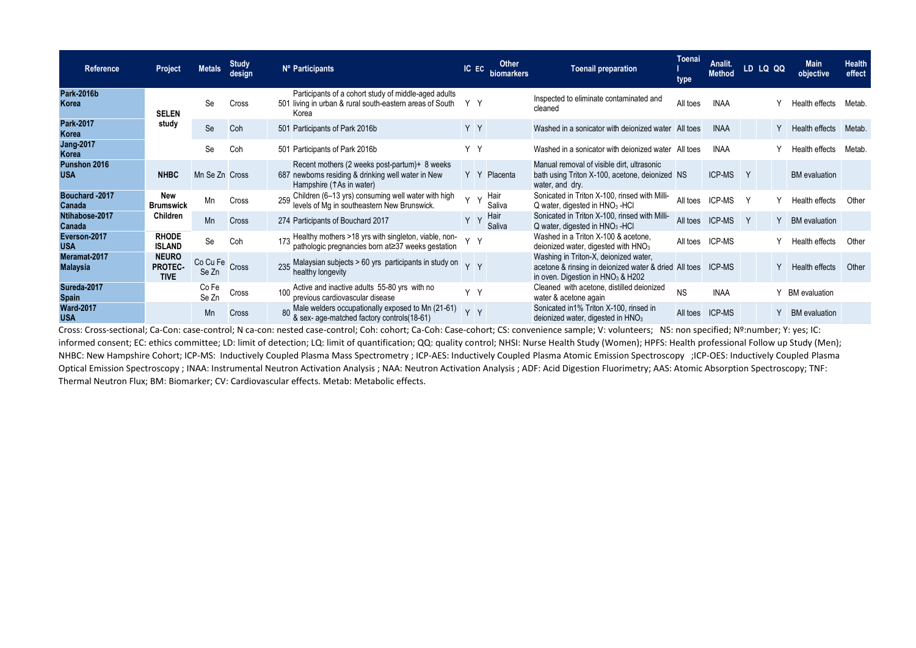| Reference | Project | Metals | Study design | Nº Participants | IC | EC | Other biomarkers | Toenail preparation | Toenail type | Analit. Method | LD | LQ | QQ | Main objective | Health effect |
|---|---|---|---|---|---|---|---|---|---|---|---|---|---|---|---|
| **Park-2016b Korea** | **SELEN study** | Se | Cross | 501 Participants of a cohort study of middle-aged adults living in urban & rural south-eastern areas of South Korea | Y | Y | | Inspected to eliminate contaminated and cleaned | All toes | INAA | | | Y | Health effects | Metab. |
| **Park-2017 Korea** | | Se | Coh | 501 Participants of Park 2016b | Y | Y | | Washed in a sonicator with deionized water | All toes | INAA | | | Y | Health effects | Metab. |
| **Jang-2017 Korea** | | Se | Coh | 501 Participants of Park 2016b | Y | Y | | Washed in a sonicator with deionized water | All toes | INAA | | | Y | Health effects | Metab. |
| **Punshon 2016 USA** | **NHBC** | Mn Se Zn | Cross | 687 Recent mothers (2 weeks post-partum)+ 8 weeks newborns residing & drinking well water in New Hampshire (↑As in water) | Y | Y | Placenta | Manual removal of visible dirt, ultrasonic bath using Triton X-100, acetone, deionized water, and dry. | NS | ICP-MS | Y | | | BM evaluation | |
| **Bouchard -2017 Canada** | **New Brumswick Children** | Mn | Cross | 259 Children (6–13 yrs) consuming well water with high levels of Mg in southeastern New Brunswick. | Y | Y | Hair Saliva | Sonicated in Triton X-100, rinsed with Milli-Q water, digested in $HNO_3$ -HCl | All toes | ICP-MS | Y | | Y | Health effects | Other |
| **Ntihabose-2017 Canada** | | Mn | Cross | 274 Participants of Bouchard 2017 | Y | Y | Hair Saliva | Sonicated in Triton X-100, rinsed with Milli-Q water, digested in $HNO_3$ -HCl | All toes | ICP-MS | Y | | Y | BM evaluation | |
| **Everson-2017 USA** | **RHODE ISLAND** | Se | Coh | 173 Healthy mothers >18 yrs with singleton, viable, non-pathologic pregnancies born at≥37 weeks gestation | Y | Y | | Washed in a Triton X-100 & acetone, deionized water, digested with $HNO_3$ | All toes | ICP-MS | | | Y | Health effects | Other |
| **Meramat-2017 Malaysia** | **NEURO PROTEC-TIVE** | Co Cu Fe Se Zn | Cross | 235 Malaysian subjects > 60 yrs participants in study on healthy longevity | Y | Y | | Washing in Triton-X, deionized water, acetone & rinsing in deionized water & dried in oven. Digestion in $HNO_3$ & H202 | All toes | ICP-MS | | | Y | Health effects | Other |
| **Sureda-2017 Spain** | | Co Fe Se Zn | Cross | 100 Active and inactive adults 55-80 yrs with no previous cardiovascular disease | Y | Y | | Cleaned with acetone, distilled deionized water & acetone again | NS | INAA | | | Y | BM evaluation | |
| **Ward-2017 USA** | | Mn | Cross | 80 Male welders occupationally exposed to Mn (21-61) & sex- age-matched factory controls(18-61) | Y | Y | | Sonicated in1% Triton X-100, rinsed in deionized water, digested in $HNO_3$ | All toes | ICP-MS | | | Y | BM evaluation | |

Cross: Cross-sectional; Ca-Con: case-control; N ca-con: nested case-control; Coh: cohort; Ca-Coh: Case-cohort; CS: convenience sample; V: volunteers; NS: non specified; Nº:number; Y: yes; IC: informed consent; EC: ethics committee; LD: limit of detection; LQ: limit of quantification; QQ: quality control; NHSI: Nurse Health Study (Women); HPFS: Health professional Follow up Study (Men); NHBC: New Hampshire Cohort; ICP-MS: Inductively Coupled Plasma Mass Spectrometry ; ICP-AES: Inductively Coupled Plasma Atomic Emission Spectroscopy ;ICP-OES: Inductively Coupled Plasma Optical Emission Spectroscopy ; INAA: Instrumental Neutron Activation Analysis ; NAA: Neutron Activation Analysis ; ADF: Acid Digestion Fluorimetry; AAS: Atomic Absorption Spectroscopy; TNF: Thermal Neutron Flux; BM: Biomarker; CV: Cardiovascular effects. Metab: Metabolic effects.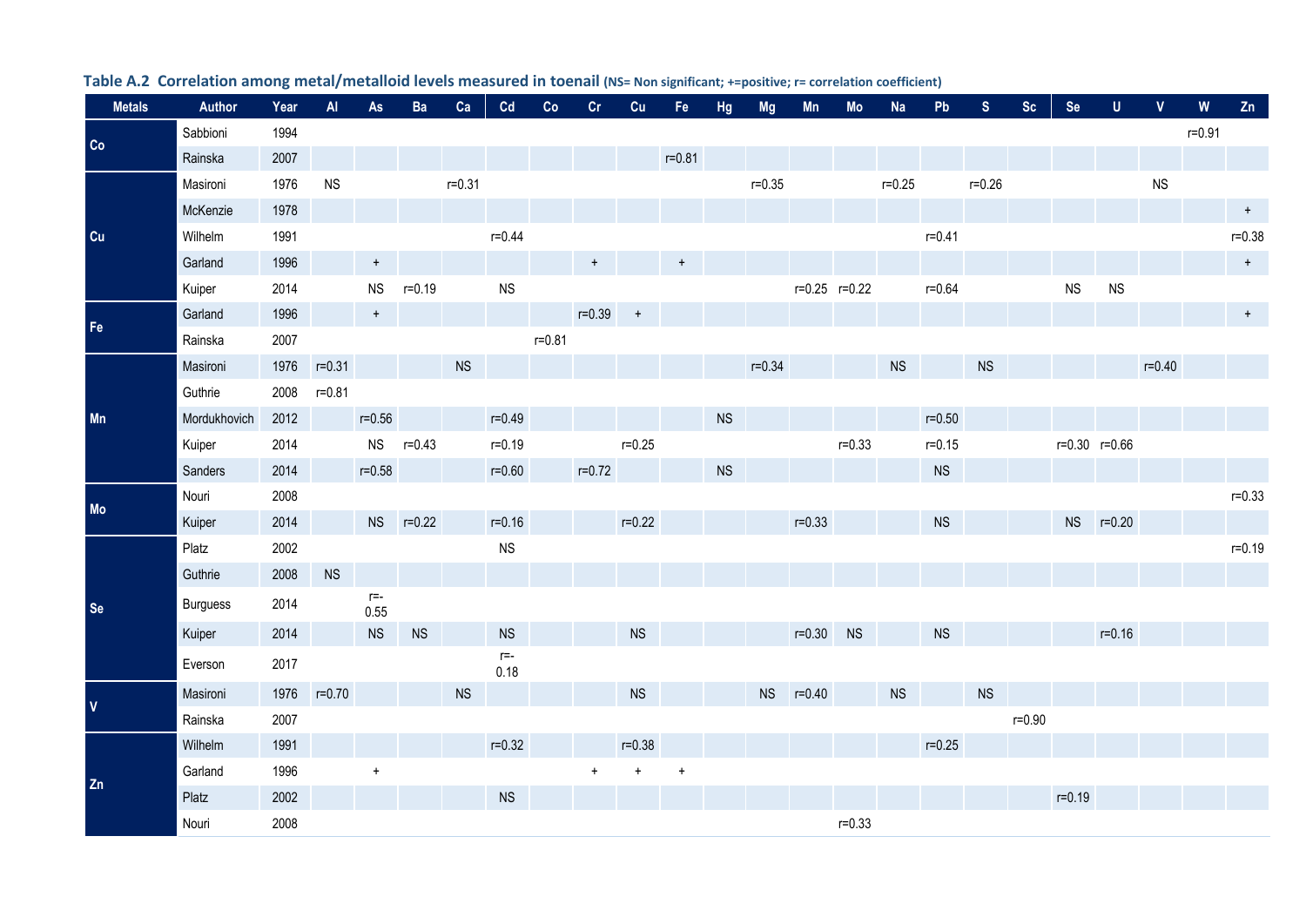**Table A.2 Correlation among metal/metalloid levels measured in toenail** (NS= Non significant; +=positive; r= correlation coefficient)

| Metals | Author | Year | Al | As | Ba | Ca | Cd | Co | Cr | Cu | Fe | Hg | Mg | Mn | Mo | Na | Pb | S | Sc | Se | U | V | W | Zn |
|---|---|---|---|---|---|---|---|---|---|---|---|---|---|---|---|---|---|---|---|---|---|---|---|---|
| Co | Sabbioni | 1994 | | | | | | | | | | | | | | | | | | | | | r=0.91 | |
| | Rainska | 2007 | | | | | | | | | r=0.81 | | | | | | | | | | | | | |
| Cu | Masironi | 1976 | NS | | | r=0.31 | | | | | | | r=0.35 | | | r=0.25 | | r=0.26 | | | | NS | | |
| | McKenzie | 1978 | | | | | | | | | | | | | | | | | | | | | | + |
| | Wilhelm | 1991 | | | | | r=0.44 | | | | | | | | | | r=0.41 | | | | | | | r=0.38 |
| | Garland | 1996 | | + | | | | | + | | + | | | | | | | | | | | | | + |
| | Kuiper | 2014 | | NS | r=0.19 | | NS | | | | | | | r=0.25 | r=0.22 | | r=0.64 | | | NS | NS | | | |
| Fe | Garland | 1996 | | + | | | | | r=0.39 | + | | | | | | | | | | | | | | + |
| | Rainska | 2007 | | | | | | r=0.81 | | | | | | | | | | | | | | | | |
| Mn | Masironi | 1976 | r=0.31 | | | NS | | | | | | | r=0.34 | | | NS | | NS | | | | r=0.40 | | |
| | Guthrie | 2008 | r=0.81 | | | | | | | | | | | | | | | | | | | | | |
| | Mordukhovich | 2012 | | r=0.56 | | | r=0.49 | | | | | NS | | | | | r=0.50 | | | | | | | |
| | Kuiper | 2014 | | NS | r=0.43 | | r=0.19 | | | r=0.25 | | | | | r=0.33 | | r=0.15 | | | r=0.30 | r=0.66 | | | |
| | Sanders | 2014 | | r=0.58 | | | r=0.60 | | r=0.72 | | | NS | | | | | NS | | | | | | | |
| Mo | Nouri | 2008 | | | | | | | | | | | | | | | | | | | | | | r=0.33 |
| | Kuiper | 2014 | | NS | r=0.22 | | r=0.16 | | | r=0.22 | | | | r=0.33 | | | NS | | | NS | r=0.20 | | | |
| Se | Platz | 2002 | | | | | NS | | | | | | | | | | | | | | | | | r=0.19 |
| | Guthrie | 2008 | NS | | | | | | | | | | | | | | | | | | | | | |
| | Burguess | 2014 | | r=-0.55 | | | | | | | | | | | | | | | | | | | | |
| | Kuiper | 2014 | | NS | NS | | NS | | | NS | | | | r=0.30 | NS | | NS | | | | r=0.16 | | | |
| | Everson | 2017 | | | | | r=-0.18 | | | | | | | | | | | | | | | | | |
| V | Masironi | 1976 | r=0.70 | | | NS | | | | NS | | | NS | r=0.40 | | NS | | NS | | | | | | |
| | Rainska | 2007 | | | | | | | | | | | | | | | | | r=0.90 | | | | | |
| Zn | Wilhelm | 1991 | | | | | r=0.32 | | | r=0.38 | | | | | | | r=0.25 | | | | | | | |
| | Garland | 1996 | | + | | | | | + | + | + | | | | | | | | | | | | | |
| | Platz | 2002 | | | | | NS | | | | | | | | | | | | | r=0.19 | | | | |
| | Nouri | 2008 | | | | | | | | | | | | | r=0.33 | | | | | | | | | |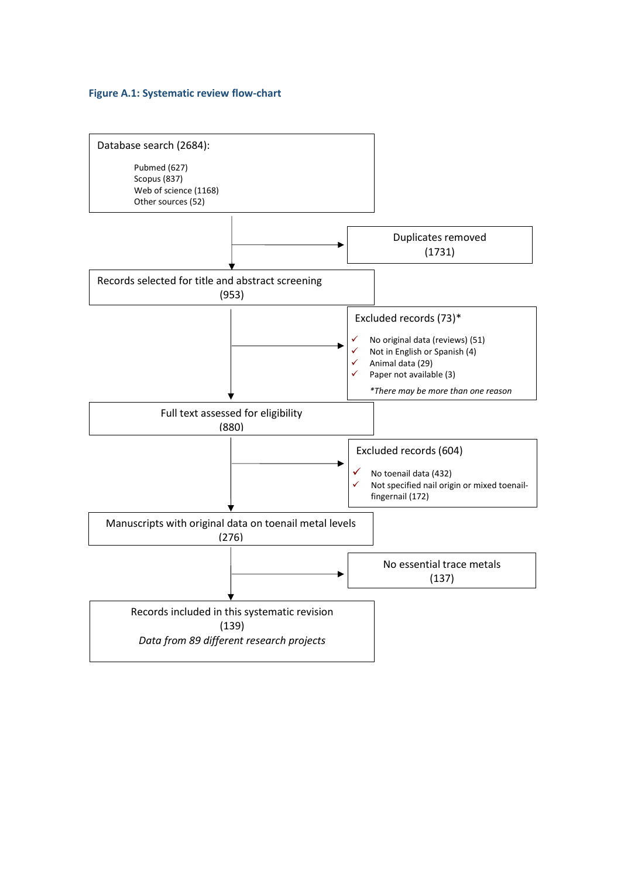**Figure A.1: Systematic review flow-chart**

Database search (2684):

- Pubmed (627)
- Scopus (837)
- Web of science (1168)
- Other sources (52)

↓

Duplicates removed (1731)

↓

Records selected for title and abstract screening (953)

↓

Excluded records (73)*

- ✓ No original data (reviews) (51)
- ✓ Not in English or Spanish (4)
- ✓ Animal data (29)
- ✓ Paper not available (3)

*There may be more than one reason*

↓

Full text assessed for eligibility (880)

↓

Excluded records (604)

- ✓ No toenail data (432)
- ✓ Not specified nail origin or mixed toenail-fingernail (172)

↓

Manuscripts with original data on toenail metal levels (276)

↓

No essential trace metals (137)

↓

Records included in this systematic revision (139)

*Data from 89 different research projects*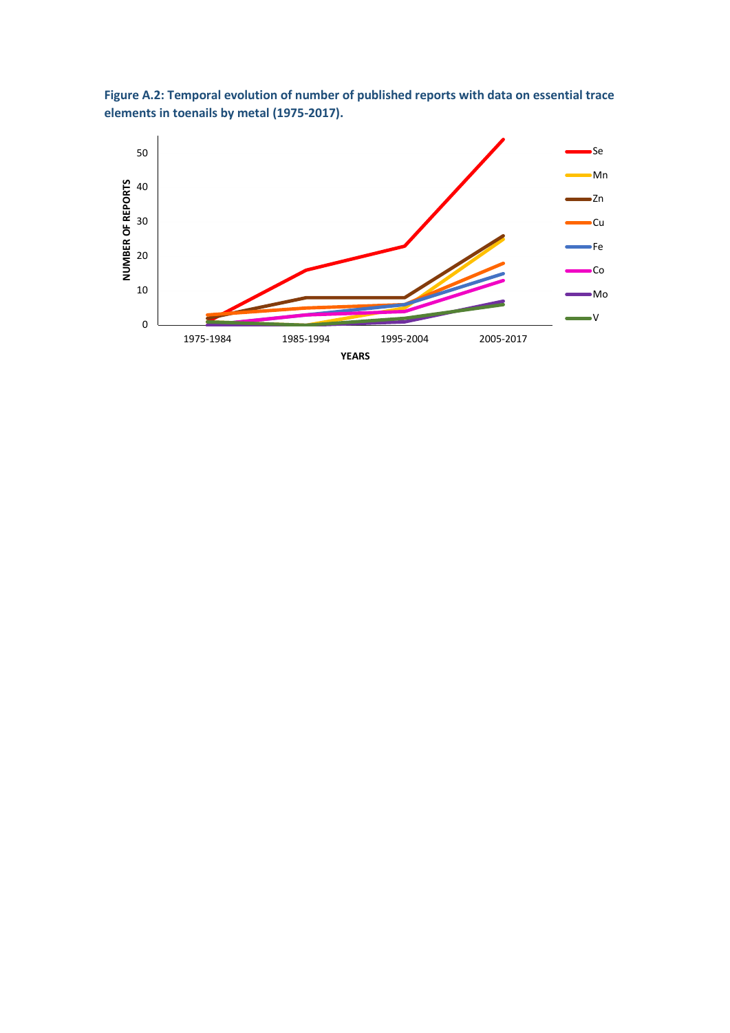**Figure A.2: Temporal evolution of number of published reports with data on essential trace elements in toenails by metal (1975-2017).**

NUMBER OF REPORTS

0
10
20
30
40
50

1975-1984
1985-1994
1995-2004
2005-2017

YEARS

Se
Mn
Zn
Cu
Fe
Co
Mo
V